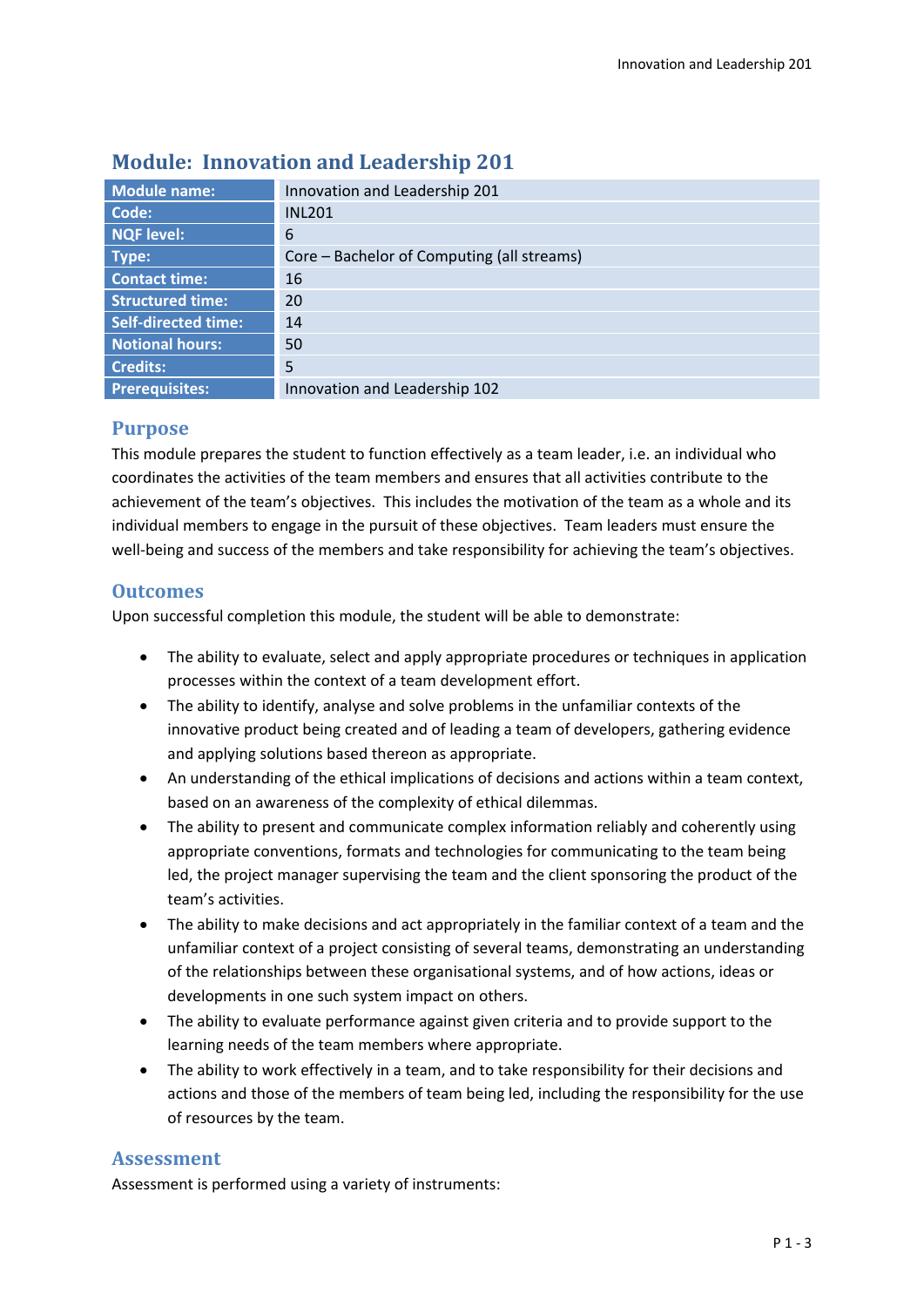## Module: Innovation and Leadership 201

| Module name: | Innovation and Leadership 201 |
|---|---|
| Code: | INL201 |
| NQF level: | 6 |
| Type: | Core – Bachelor of Computing (all streams) |
| Contact time: | 16 |
| Structured time: | 20 |
| Self-directed time: | 14 |
| Notional hours: | 50 |
| Credits: | 5 |
| Prerequisites: | Innovation and Leadership 102 |

### Purpose

This module prepares the student to function effectively as a team leader, i.e. an individual who coordinates the activities of the team members and ensures that all activities contribute to the achievement of the team's objectives. This includes the motivation of the team as a whole and its individual members to engage in the pursuit of these objectives. Team leaders must ensure the well-being and success of the members and take responsibility for achieving the team's objectives.

### Outcomes

Upon successful completion this module, the student will be able to demonstrate:

- The ability to evaluate, select and apply appropriate procedures or techniques in application processes within the context of a team development effort.
- The ability to identify, analyse and solve problems in the unfamiliar contexts of the innovative product being created and of leading a team of developers, gathering evidence and applying solutions based thereon as appropriate.
- An understanding of the ethical implications of decisions and actions within a team context, based on an awareness of the complexity of ethical dilemmas.
- The ability to present and communicate complex information reliably and coherently using appropriate conventions, formats and technologies for communicating to the team being led, the project manager supervising the team and the client sponsoring the product of the team's activities.
- The ability to make decisions and act appropriately in the familiar context of a team and the unfamiliar context of a project consisting of several teams, demonstrating an understanding of the relationships between these organisational systems, and of how actions, ideas or developments in one such system impact on others.
- The ability to evaluate performance against given criteria and to provide support to the learning needs of the team members where appropriate.
- The ability to work effectively in a team, and to take responsibility for their decisions and actions and those of the members of team being led, including the responsibility for the use of resources by the team.

### Assessment

Assessment is performed using a variety of instruments: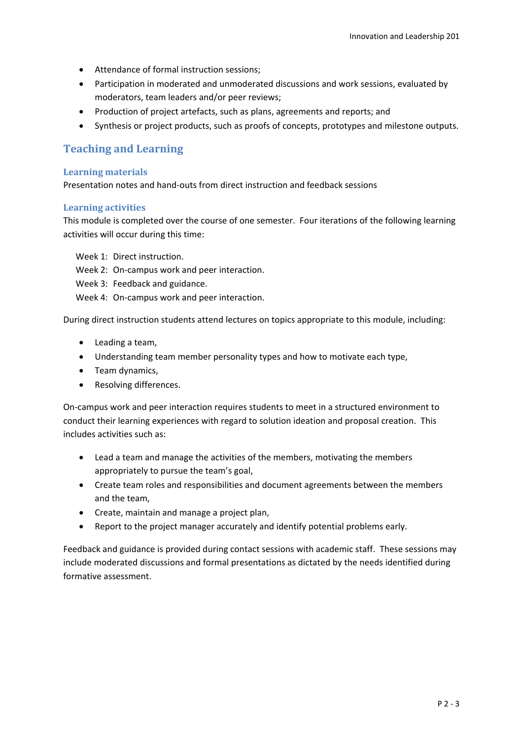- Attendance of formal instruction sessions;
- Participation in moderated and unmoderated discussions and work sessions, evaluated by moderators, team leaders and/or peer reviews;
- Production of project artefacts, such as plans, agreements and reports; and
- Synthesis or project products, such as proofs of concepts, prototypes and milestone outputs.

## Teaching and Learning

### Learning materials

Presentation notes and hand-outs from direct instruction and feedback sessions

### Learning activities

This module is completed over the course of one semester. Four iterations of the following learning activities will occur during this time:

Week 1: Direct instruction.
Week 2: On-campus work and peer interaction.
Week 3: Feedback and guidance.
Week 4: On-campus work and peer interaction.

During direct instruction students attend lectures on topics appropriate to this module, including:

- Leading a team,
- Understanding team member personality types and how to motivate each type,
- Team dynamics,
- Resolving differences.

On-campus work and peer interaction requires students to meet in a structured environment to conduct their learning experiences with regard to solution ideation and proposal creation. This includes activities such as:

- Lead a team and manage the activities of the members, motivating the members appropriately to pursue the team's goal,
- Create team roles and responsibilities and document agreements between the members and the team,
- Create, maintain and manage a project plan,
- Report to the project manager accurately and identify potential problems early.

Feedback and guidance is provided during contact sessions with academic staff. These sessions may include moderated discussions and formal presentations as dictated by the needs identified during formative assessment.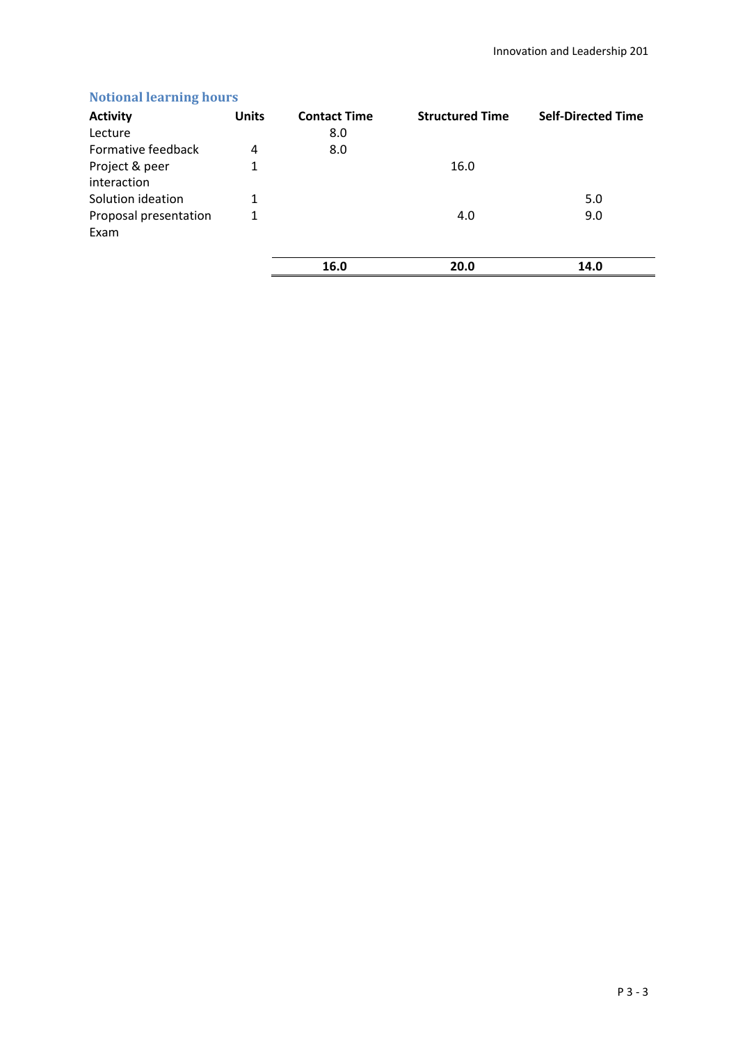### Notional learning hours

| Activity | Units | Contact Time | Structured Time | Self-Directed Time |
|---|---|---|---|---|
| Lecture | | 8.0 | | |
| Formative feedback | 4 | 8.0 | | |
| Project & peer interaction | 1 | | 16.0 | |
| Solution ideation | 1 | | | 5.0 |
| Proposal presentation | 1 | | 4.0 | 9.0 |
| Exam | | | | |
| | | **16.0** | **20.0** | **14.0** |